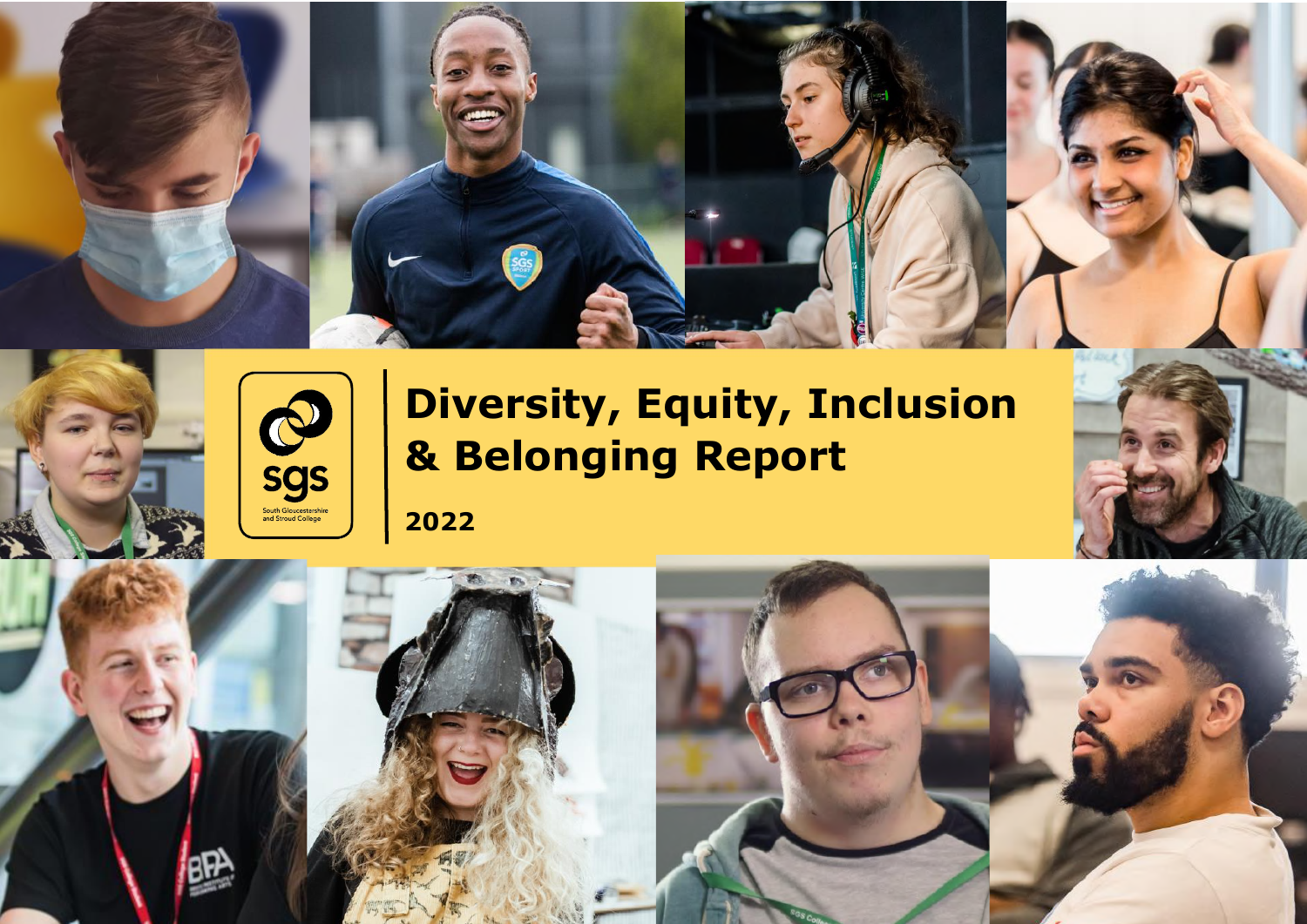# Diversity, Equity, Inclusion & Belonging Report

**2022**

sgs

South Gloucestershire and Stroud College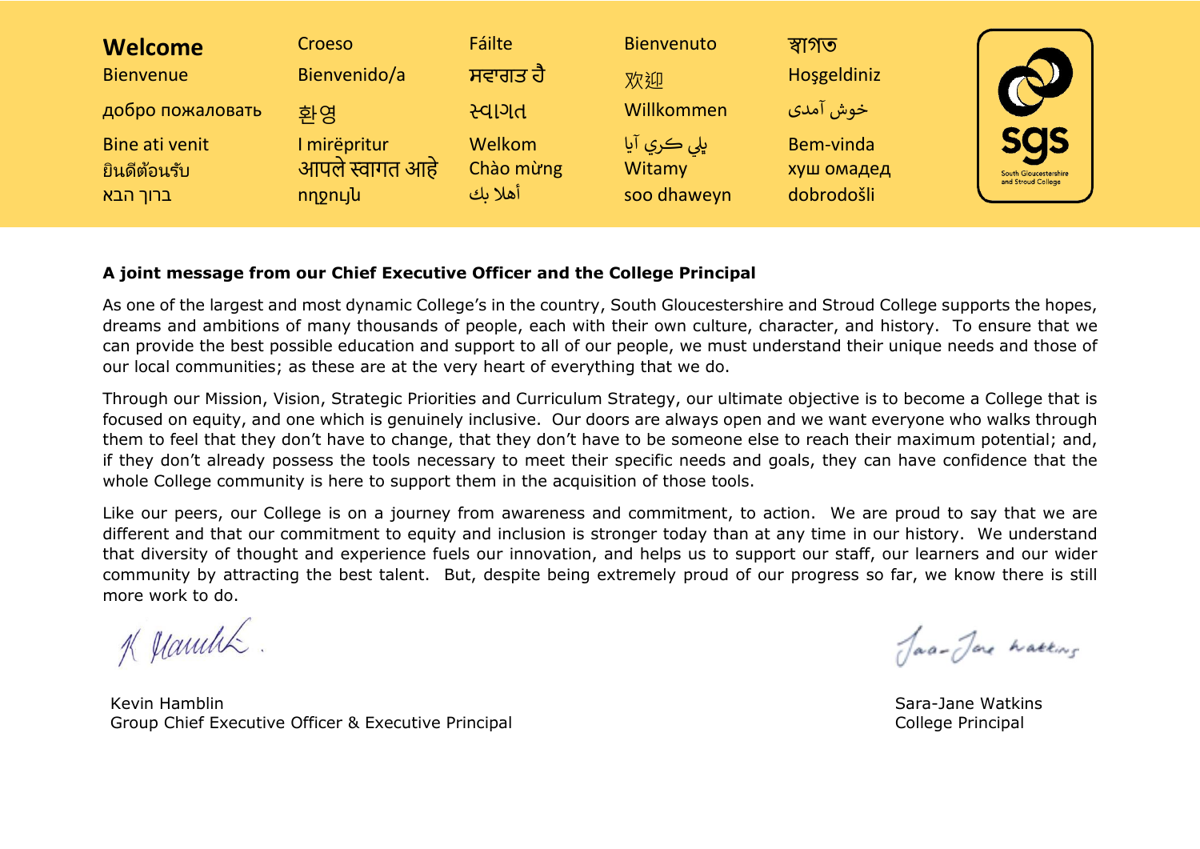**Welcome** Bienvenue добро пожаловать Bine ati venit ยินดีต้อนรับ ברוך הבא

Croeso Bienvenido/a 환영 I mirëpritur आपले स्वागत आहे ողջույն

Fáilte ਸਵਾਗਤ ਹੈ સ્વાગત Welkom Chào mừng أهلا بك

Bienvenuto 欢迎 Willkommen يلي كري آيا Witamy soo dhaweyn

স্বাগত Hoşgeldiniz خوش آمدی Bem-vinda хуш омадед dobrodošli

sgs South Gloucestershire and Stroud College

**A joint message from our Chief Executive Officer and the College Principal**

As one of the largest and most dynamic College's in the country, South Gloucestershire and Stroud College supports the hopes, dreams and ambitions of many thousands of people, each with their own culture, character, and history. To ensure that we can provide the best possible education and support to all of our people, we must understand their unique needs and those of our local communities; as these are at the very heart of everything that we do.

Through our Mission, Vision, Strategic Priorities and Curriculum Strategy, our ultimate objective is to become a College that is focused on equity, and one which is genuinely inclusive. Our doors are always open and we want everyone who walks through them to feel that they don't have to change, that they don't have to be someone else to reach their maximum potential; and, if they don't already possess the tools necessary to meet their specific needs and goals, they can have confidence that the whole College community is here to support them in the acquisition of those tools.

Like our peers, our College is on a journey from awareness and commitment, to action. We are proud to say that we are different and that our commitment to equity and inclusion is stronger today than at any time in our history. We understand that diversity of thought and experience fuels our innovation, and helps us to support our staff, our learners and our wider community by attracting the best talent. But, despite being extremely proud of our progress so far, we know there is still more work to do.

Kevin Hamblin
Group Chief Executive Officer & Executive Principal

Sara-Jane Watkins
College Principal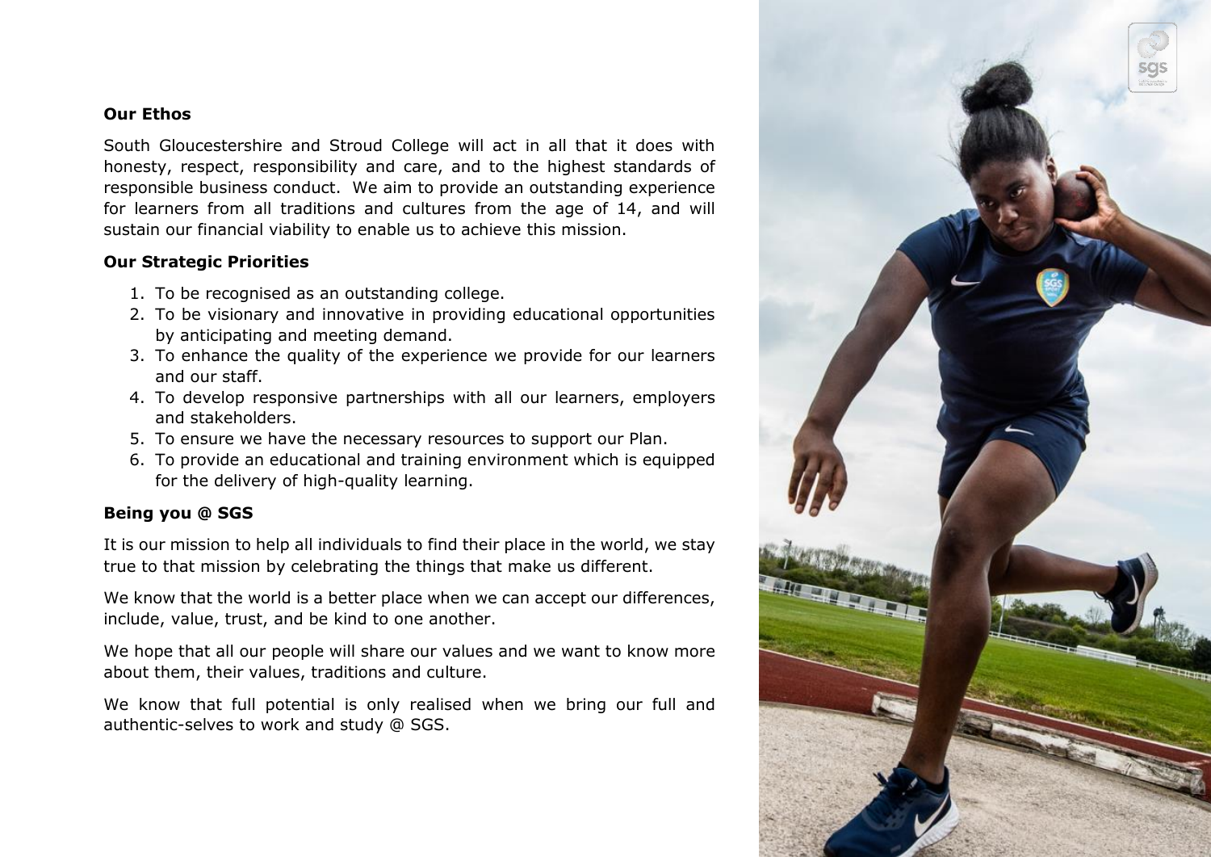## Our Ethos

South Gloucestershire and Stroud College will act in all that it does with honesty, respect, responsibility and care, and to the highest standards of responsible business conduct. We aim to provide an outstanding experience for learners from all traditions and cultures from the age of 14, and will sustain our financial viability to enable us to achieve this mission.

## Our Strategic Priorities

1. To be recognised as an outstanding college.
2. To be visionary and innovative in providing educational opportunities by anticipating and meeting demand.
3. To enhance the quality of the experience we provide for our learners and our staff.
4. To develop responsive partnerships with all our learners, employers and stakeholders.
5. To ensure we have the necessary resources to support our Plan.
6. To provide an educational and training environment which is equipped for the delivery of high-quality learning.

## Being you @ SGS

It is our mission to help all individuals to find their place in the world, we stay true to that mission by celebrating the things that make us different.

We know that the world is a better place when we can accept our differences, include, value, trust, and be kind to one another.

We hope that all our people will share our values and we want to know more about them, their values, traditions and culture.

We know that full potential is only realised when we bring our full and authentic-selves to work and study @ SGS.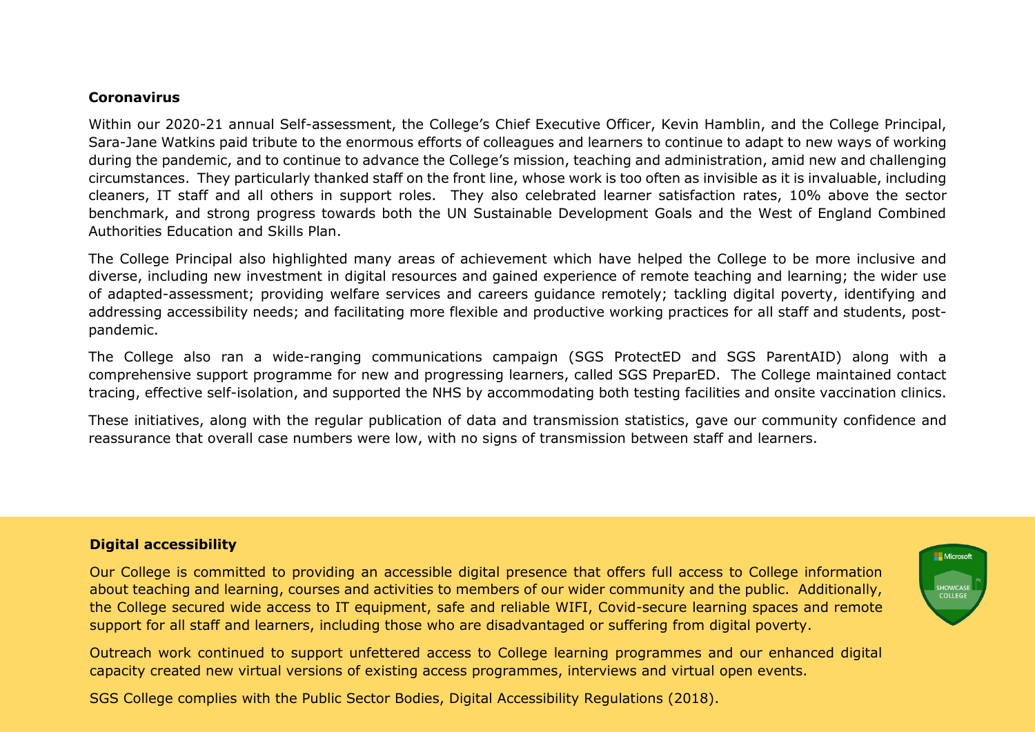## Coronavirus

Within our 2020-21 annual Self-assessment, the College's Chief Executive Officer, Kevin Hamblin, and the College Principal, Sara-Jane Watkins paid tribute to the enormous efforts of colleagues and learners to continue to adapt to new ways of working during the pandemic, and to continue to advance the College's mission, teaching and administration, amid new and challenging circumstances. They particularly thanked staff on the front line, whose work is too often as invisible as it is invaluable, including cleaners, IT staff and all others in support roles. They also celebrated learner satisfaction rates, 10% above the sector benchmark, and strong progress towards both the UN Sustainable Development Goals and the West of England Combined Authorities Education and Skills Plan.

The College Principal also highlighted many areas of achievement which have helped the College to be more inclusive and diverse, including new investment in digital resources and gained experience of remote teaching and learning; the wider use of adapted-assessment; providing welfare services and careers guidance remotely; tackling digital poverty, identifying and addressing accessibility needs; and facilitating more flexible and productive working practices for all staff and students, post-pandemic.

The College also ran a wide-ranging communications campaign (SGS ProtectED and SGS ParentAID) along with a comprehensive support programme for new and progressing learners, called SGS PreparED. The College maintained contact tracing, effective self-isolation, and supported the NHS by accommodating both testing facilities and onsite vaccination clinics.

These initiatives, along with the regular publication of data and transmission statistics, gave our community confidence and reassurance that overall case numbers were low, with no signs of transmission between staff and learners.

## Digital accessibility

Our College is committed to providing an accessible digital presence that offers full access to College information about teaching and learning, courses and activities to members of our wider community and the public. Additionally, the College secured wide access to IT equipment, safe and reliable WIFI, Covid-secure learning spaces and remote support for all staff and learners, including those who are disadvantaged or suffering from digital poverty.

Outreach work continued to support unfettered access to College learning programmes and our enhanced digital capacity created new virtual versions of existing access programmes, interviews and virtual open events.

SGS College complies with the Public Sector Bodies, Digital Accessibility Regulations (2018).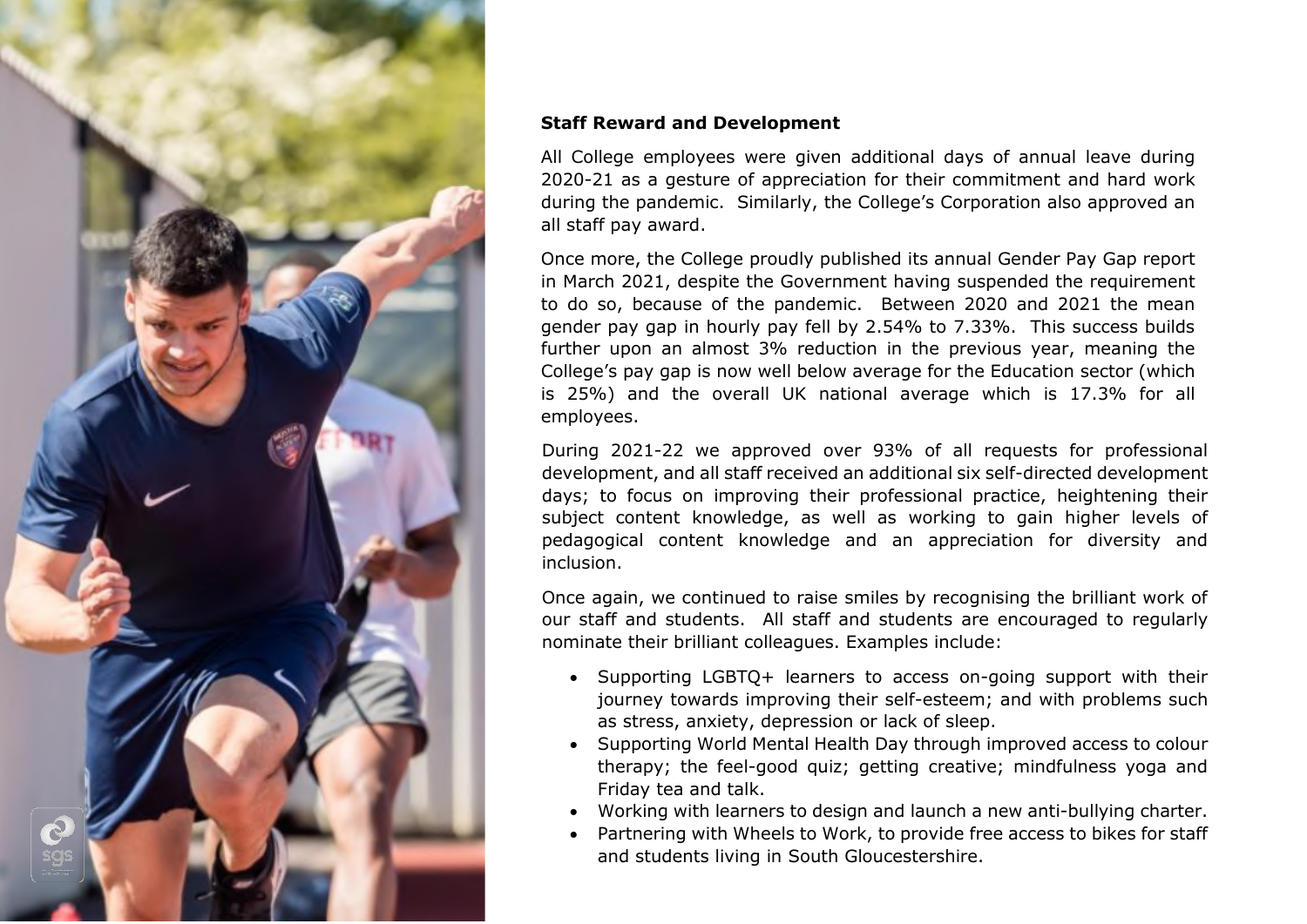**Staff Reward and Development**

All College employees were given additional days of annual leave during 2020-21 as a gesture of appreciation for their commitment and hard work during the pandemic. Similarly, the College's Corporation also approved an all staff pay award.

Once more, the College proudly published its annual Gender Pay Gap report in March 2021, despite the Government having suspended the requirement to do so, because of the pandemic. Between 2020 and 2021 the mean gender pay gap in hourly pay fell by 2.54% to 7.33%. This success builds further upon an almost 3% reduction in the previous year, meaning the College's pay gap is now well below average for the Education sector (which is 25%) and the overall UK national average which is 17.3% for all employees.

During 2021-22 we approved over 93% of all requests for professional development, and all staff received an additional six self-directed development days; to focus on improving their professional practice, heightening their subject content knowledge, as well as working to gain higher levels of pedagogical content knowledge and an appreciation for diversity and inclusion.

Once again, we continued to raise smiles by recognising the brilliant work of our staff and students. All staff and students are encouraged to regularly nominate their brilliant colleagues. Examples include:

- Supporting LGBTQ+ learners to access on-going support with their journey towards improving their self-esteem; and with problems such as stress, anxiety, depression or lack of sleep.
- Supporting World Mental Health Day through improved access to colour therapy; the feel-good quiz; getting creative; mindfulness yoga and Friday tea and talk.
- Working with learners to design and launch a new anti-bullying charter.
- Partnering with Wheels to Work, to provide free access to bikes for staff and students living in South Gloucestershire.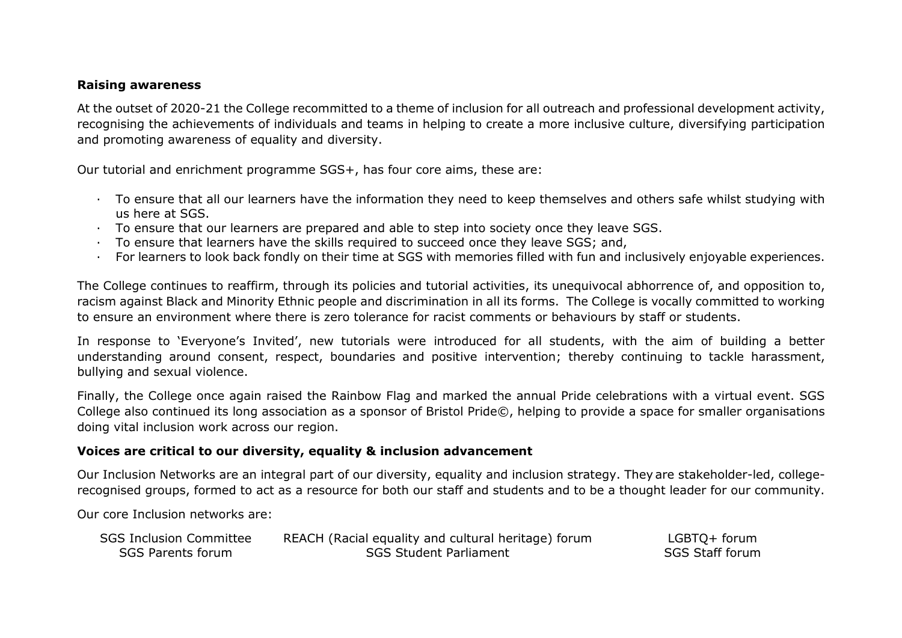**Raising awareness**

At the outset of 2020-21 the College recommitted to a theme of inclusion for all outreach and professional development activity, recognising the achievements of individuals and teams in helping to create a more inclusive culture, diversifying participation and promoting awareness of equality and diversity.

Our tutorial and enrichment programme SGS+, has four core aims, these are:

- To ensure that all our learners have the information they need to keep themselves and others safe whilst studying with us here at SGS.
- To ensure that our learners are prepared and able to step into society once they leave SGS.
- To ensure that learners have the skills required to succeed once they leave SGS; and,
- For learners to look back fondly on their time at SGS with memories filled with fun and inclusively enjoyable experiences.

The College continues to reaffirm, through its policies and tutorial activities, its unequivocal abhorrence of, and opposition to, racism against Black and Minority Ethnic people and discrimination in all its forms. The College is vocally committed to working to ensure an environment where there is zero tolerance for racist comments or behaviours by staff or students.

In response to 'Everyone's Invited', new tutorials were introduced for all students, with the aim of building a better understanding around consent, respect, boundaries and positive intervention; thereby continuing to tackle harassment, bullying and sexual violence.

Finally, the College once again raised the Rainbow Flag and marked the annual Pride celebrations with a virtual event. SGS College also continued its long association as a sponsor of Bristol Pride©, helping to provide a space for smaller organisations doing vital inclusion work across our region.

**Voices are critical to our diversity, equality & inclusion advancement**

Our Inclusion Networks are an integral part of our diversity, equality and inclusion strategy. They are stakeholder-led, college-recognised groups, formed to act as a resource for both our staff and students and to be a thought leader for our community.

Our core Inclusion networks are:

| | | |
|---|---|---|
| SGS Inclusion Committee | REACH (Racial equality and cultural heritage) forum | LGBTQ+ forum |
| SGS Parents forum | SGS Student Parliament | SGS Staff forum |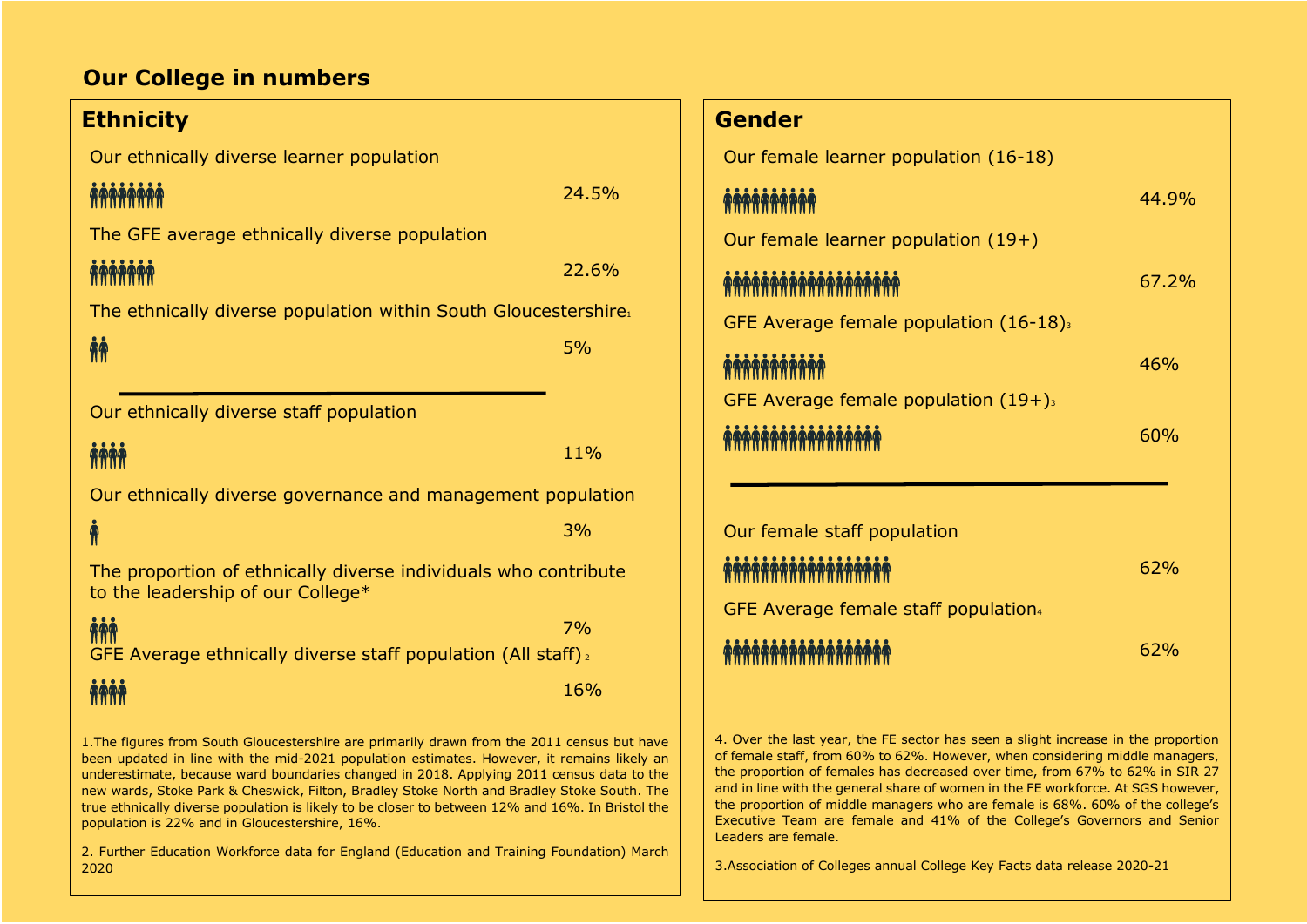## Our College in numbers

### Ethnicity

Our ethnically diverse learner population

24.5%

The GFE average ethnically diverse population

22.6%

The ethnically diverse population within South Gloucestershire[1]

5%

---

Our ethnically diverse staff population

11%

Our ethnically diverse governance and management population

3%

The proportion of ethnically diverse individuals who contribute to the leadership of our College*

7%

GFE Average ethnically diverse staff population (All staff)[2]

16%

1.The figures from South Gloucestershire are primarily drawn from the 2011 census but have been updated in line with the mid-2021 population estimates. However, it remains likely an underestimate, because ward boundaries changed in 2018. Applying 2011 census data to the new wards, Stoke Park & Cheswick, Filton, Bradley Stoke North and Bradley Stoke South. The true ethnically diverse population is likely to be closer to between 12% and 16%. In Bristol the population is 22% and in Gloucestershire, 16%.

2. Further Education Workforce data for England (Education and Training Foundation) March 2020

### Gender

Our female learner population (16-18)

44.9%

Our female learner population (19+)

67.2%

GFE Average female population (16-18)[3]

46%

GFE Average female population (19+)[3]

60%

---

Our female staff population

62%

GFE Average female staff population[4]

62%

4. Over the last year, the FE sector has seen a slight increase in the proportion of female staff, from 60% to 62%. However, when considering middle managers, the proportion of females has decreased over time, from 67% to 62% in SIR 27 and in line with the general share of women in the FE workforce. At SGS however, the proportion of middle managers who are female is 68%. 60% of the college's Executive Team are female and 41% of the College's Governors and Senior Leaders are female.

3.Association of Colleges annual College Key Facts data release 2020-21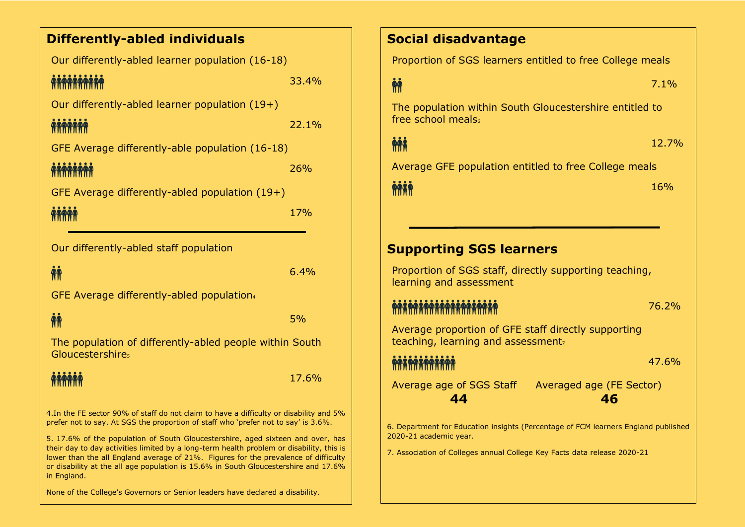## Differently-abled individuals

Our differently-abled learner population (16-18)

33.4%

Our differently-abled learner population (19+)

22.1%

GFE Average differently-able population (16-18)

26%

GFE Average differently-abled population (19+)

17%

Our differently-abled staff population

6.4%

GFE Average differently-abled population[4]

5%

The population of differently-abled people within South Gloucestershire[5]

17.6%

4.In the FE sector 90% of staff do not claim to have a difficulty or disability and 5% prefer not to say. At SGS the proportion of staff who 'prefer not to say' is 3.6%.

5. 17.6% of the population of South Gloucestershire, aged sixteen and over, has their day to day activities limited by a long-term health problem or disability, this is lower than the all England average of 21%. Figures for the prevalence of difficulty or disability at the all age population is 15.6% in South Gloucestershire and 17.6% in England.

None of the College's Governors or Senior leaders have declared a disability.

## Social disadvantage

Proportion of SGS learners entitled to free College meals

7.1%

The population within South Gloucestershire entitled to free school meals[6]

12.7%

Average GFE population entitled to free College meals

16%

## Supporting SGS learners

Proportion of SGS staff, directly supporting teaching, learning and assessment

76.2%

Average proportion of GFE staff directly supporting teaching, learning and assessment[7]

47.6%

| Average age of SGS Staff | Averaged age (FE Sector) |
|---|---|
| **44** | **46** |

6. Department for Education insights (Percentage of FCM learners England published 2020-21 academic year.

7. Association of Colleges annual College Key Facts data release 2020-21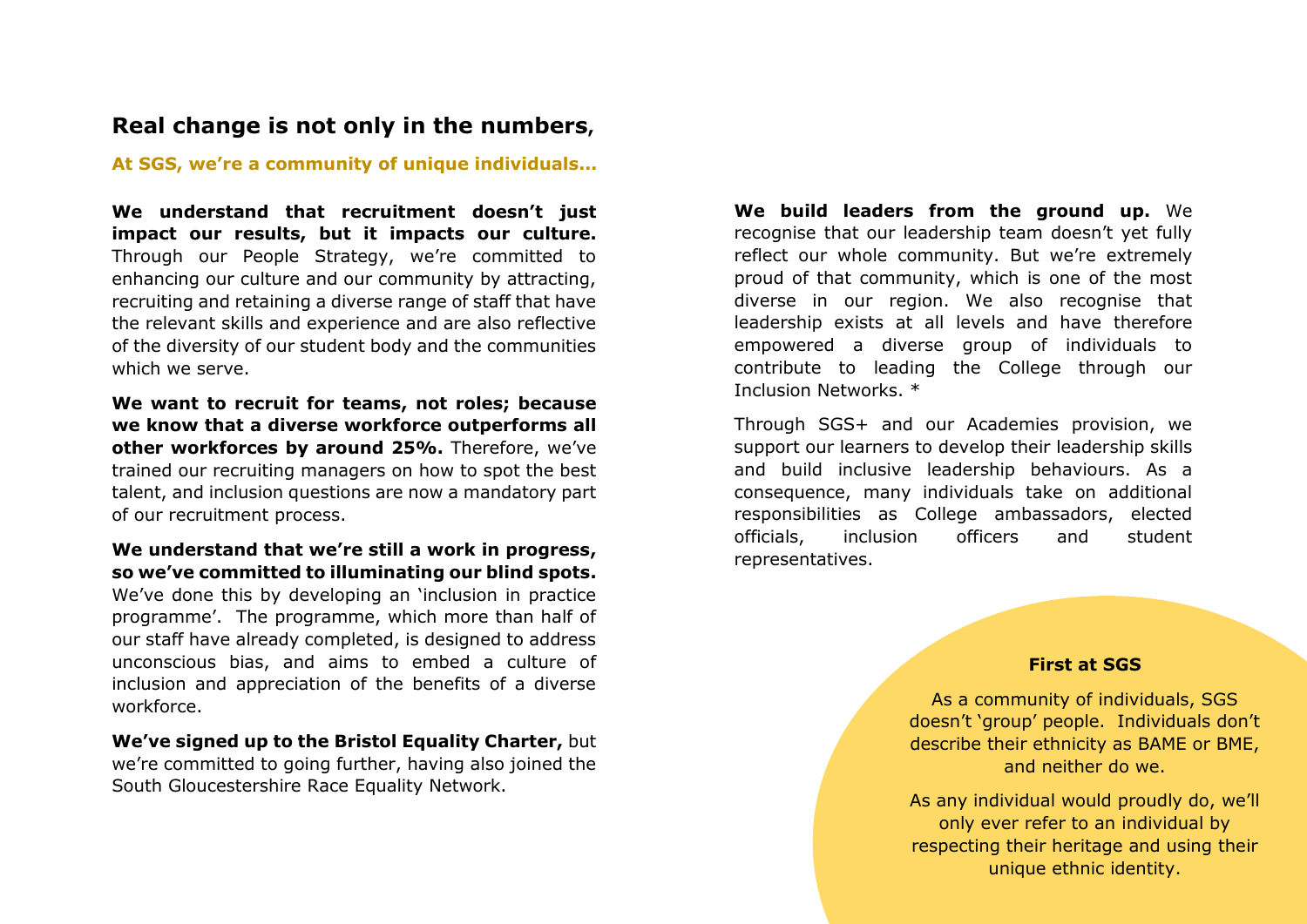## Real change is not only in the numbers,

**At SGS, we're a community of unique individuals...**

**We understand that recruitment doesn't just impact our results, but it impacts our culture.** Through our People Strategy, we're committed to enhancing our culture and our community by attracting, recruiting and retaining a diverse range of staff that have the relevant skills and experience and are also reflective of the diversity of our student body and the communities which we serve.

**We want to recruit for teams, not roles; because we know that a diverse workforce outperforms all other workforces by around 25%.** Therefore, we've trained our recruiting managers on how to spot the best talent, and inclusion questions are now a mandatory part of our recruitment process.

**We understand that we're still a work in progress, so we've committed to illuminating our blind spots.** We've done this by developing an 'inclusion in practice programme'. The programme, which more than half of our staff have already completed, is designed to address unconscious bias, and aims to embed a culture of inclusion and appreciation of the benefits of a diverse workforce.

**We've signed up to the Bristol Equality Charter,** but we're committed to going further, having also joined the South Gloucestershire Race Equality Network.

**We build leaders from the ground up.** We recognise that our leadership team doesn't yet fully reflect our whole community. But we're extremely proud of that community, which is one of the most diverse in our region. We also recognise that leadership exists at all levels and have therefore empowered a diverse group of individuals to contribute to leading the College through our Inclusion Networks. *

Through SGS+ and our Academies provision, we support our learners to develop their leadership skills and build inclusive leadership behaviours. As a consequence, many individuals take on additional responsibilities as College ambassadors, elected officials, inclusion officers and student representatives.

**First at SGS**

As a community of individuals, SGS doesn't 'group' people. Individuals don't describe their ethnicity as BAME or BME, and neither do we.

As any individual would proudly do, we'll only ever refer to an individual by respecting their heritage and using their unique ethnic identity.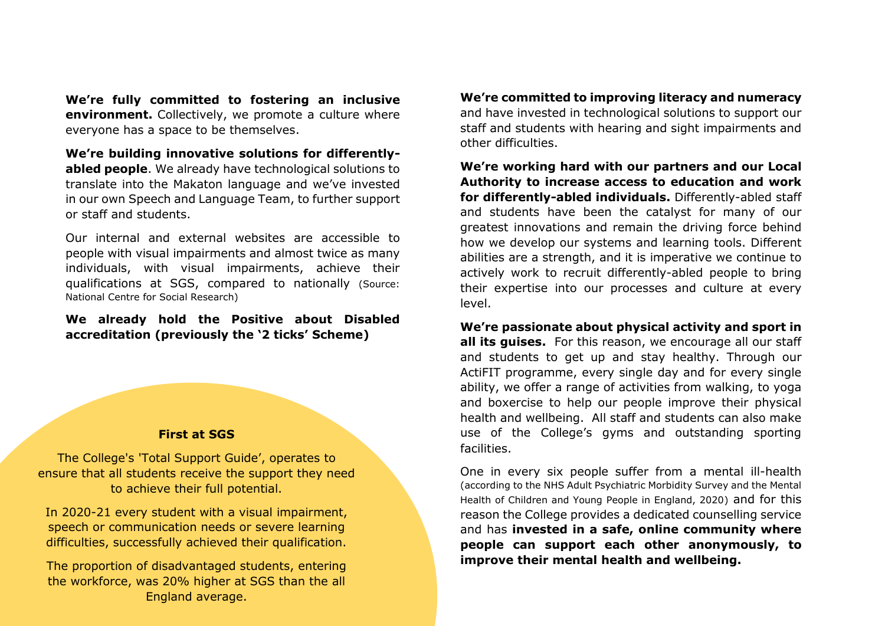**We're fully committed to fostering an inclusive environment.** Collectively, we promote a culture where everyone has a space to be themselves.

**We're building innovative solutions for differently-abled people**. We already have technological solutions to translate into the Makaton language and we've invested in our own Speech and Language Team, to further support or staff and students.

Our internal and external websites are accessible to people with visual impairments and almost twice as many individuals, with visual impairments, achieve their qualifications at SGS, compared to nationally (Source: National Centre for Social Research)

**We already hold the Positive about Disabled accreditation (previously the '2 ticks' Scheme)**

**First at SGS**

The College's 'Total Support Guide', operates to ensure that all students receive the support they need to achieve their full potential.

In 2020-21 every student with a visual impairment, speech or communication needs or severe learning difficulties, successfully achieved their qualification.

The proportion of disadvantaged students, entering the workforce, was 20% higher at SGS than the all England average.

**We're committed to improving literacy and numeracy** and have invested in technological solutions to support our staff and students with hearing and sight impairments and other difficulties.

**We're working hard with our partners and our Local Authority to increase access to education and work for differently-abled individuals.** Differently-abled staff and students have been the catalyst for many of our greatest innovations and remain the driving force behind how we develop our systems and learning tools. Different abilities are a strength, and it is imperative we continue to actively work to recruit differently-abled people to bring their expertise into our processes and culture at every level.

**We're passionate about physical activity and sport in all its guises.** For this reason, we encourage all our staff and students to get up and stay healthy. Through our ActiFIT programme, every single day and for every single ability, we offer a range of activities from walking, to yoga and boxercise to help our people improve their physical health and wellbeing. All staff and students can also make use of the College's gyms and outstanding sporting facilities.

One in every six people suffer from a mental ill-health (according to the NHS Adult Psychiatric Morbidity Survey and the Mental Health of Children and Young People in England, 2020) and for this reason the College provides a dedicated counselling service and has **invested in a safe, online community where people can support each other anonymously, to improve their mental health and wellbeing.**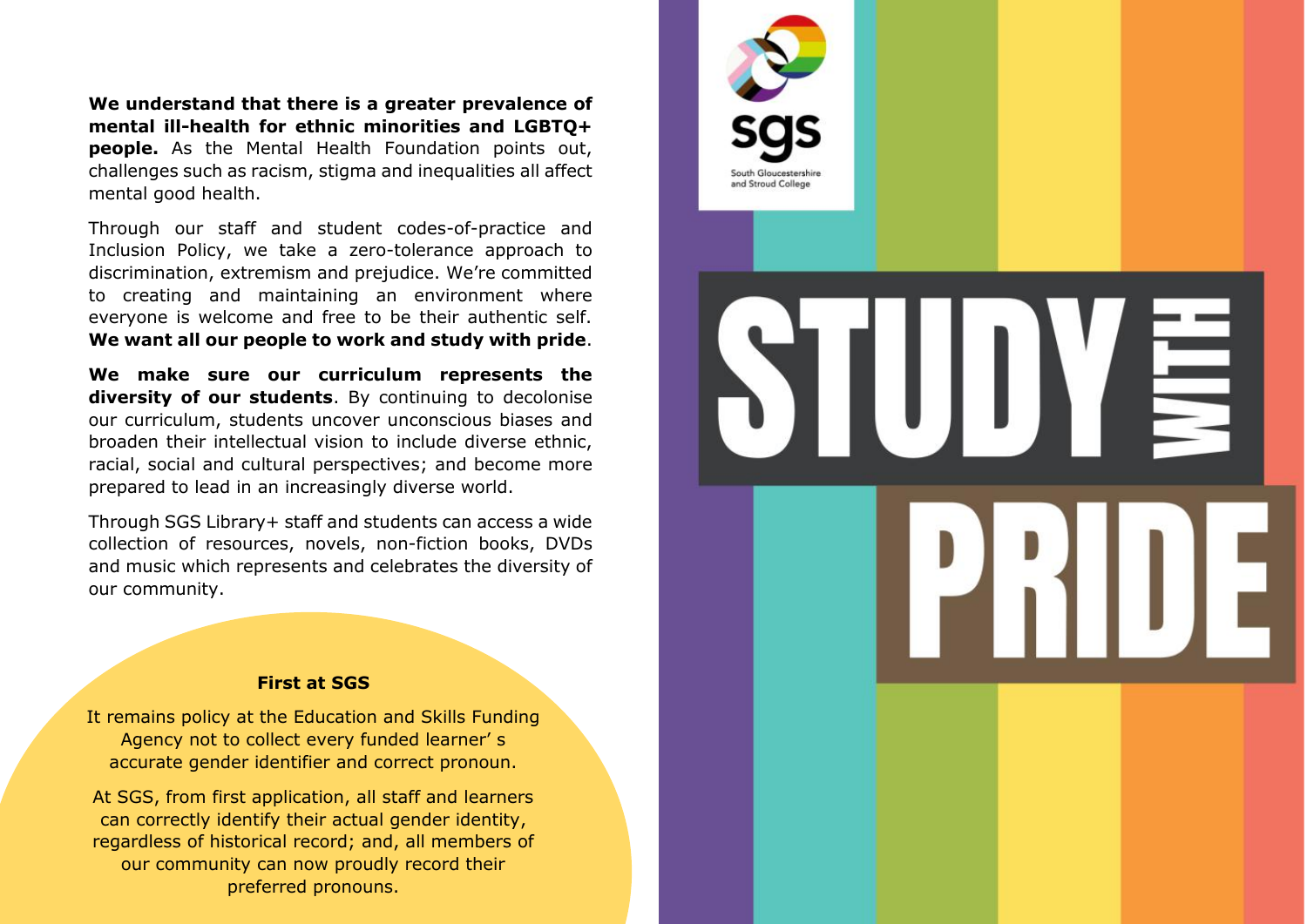**We understand that there is a greater prevalence of mental ill-health for ethnic minorities and LGBTQ+ people.** As the Mental Health Foundation points out, challenges such as racism, stigma and inequalities all affect mental good health.

Through our staff and student codes-of-practice and Inclusion Policy, we take a zero-tolerance approach to discrimination, extremism and prejudice. We're committed to creating and maintaining an environment where everyone is welcome and free to be their authentic self. **We want all our people to work and study with pride**.

**We make sure our curriculum represents the diversity of our students**. By continuing to decolonise our curriculum, students uncover unconscious biases and broaden their intellectual vision to include diverse ethnic, racial, social and cultural perspectives; and become more prepared to lead in an increasingly diverse world.

Through SGS Library+ staff and students can access a wide collection of resources, novels, non-fiction books, DVDs and music which represents and celebrates the diversity of our community.

**First at SGS**

It remains policy at the Education and Skills Funding Agency not to collect every funded learner' s accurate gender identifier and correct pronoun.

At SGS, from first application, all staff and learners can correctly identify their actual gender identity, regardless of historical record; and, all members of our community can now proudly record their preferred pronouns.

sgs

South Gloucestershire and Stroud College

# STUDY WITH PRIDE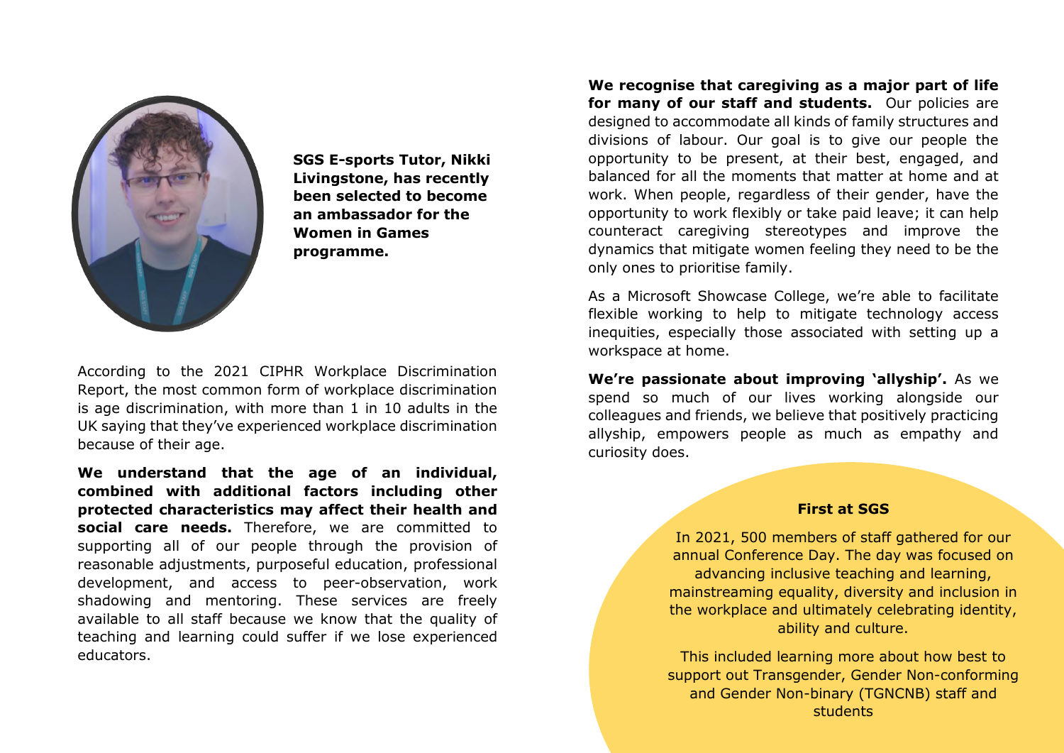**SGS E-sports Tutor, Nikki Livingstone, has recently been selected to become an ambassador for the Women in Games programme.**

According to the 2021 CIPHR Workplace Discrimination Report, the most common form of workplace discrimination is age discrimination, with more than 1 in 10 adults in the UK saying that they've experienced workplace discrimination because of their age.

**We understand that the age of an individual, combined with additional factors including other protected characteristics may affect their health and social care needs.** Therefore, we are committed to supporting all of our people through the provision of reasonable adjustments, purposeful education, professional development, and access to peer-observation, work shadowing and mentoring. These services are freely available to all staff because we know that the quality of teaching and learning could suffer if we lose experienced educators.

**We recognise that caregiving as a major part of life for many of our staff and students.** Our policies are designed to accommodate all kinds of family structures and divisions of labour. Our goal is to give our people the opportunity to be present, at their best, engaged, and balanced for all the moments that matter at home and at work. When people, regardless of their gender, have the opportunity to work flexibly or take paid leave; it can help counteract caregiving stereotypes and improve the dynamics that mitigate women feeling they need to be the only ones to prioritise family.

As a Microsoft Showcase College, we're able to facilitate flexible working to help to mitigate technology access inequities, especially those associated with setting up a workspace at home.

**We're passionate about improving 'allyship'.** As we spend so much of our lives working alongside our colleagues and friends, we believe that positively practicing allyship, empowers people as much as empathy and curiosity does.

**First at SGS**

In 2021, 500 members of staff gathered for our annual Conference Day. The day was focused on advancing inclusive teaching and learning, mainstreaming equality, diversity and inclusion in the workplace and ultimately celebrating identity, ability and culture.

This included learning more about how best to support out Transgender, Gender Non-conforming and Gender Non-binary (TGNCNB) staff and students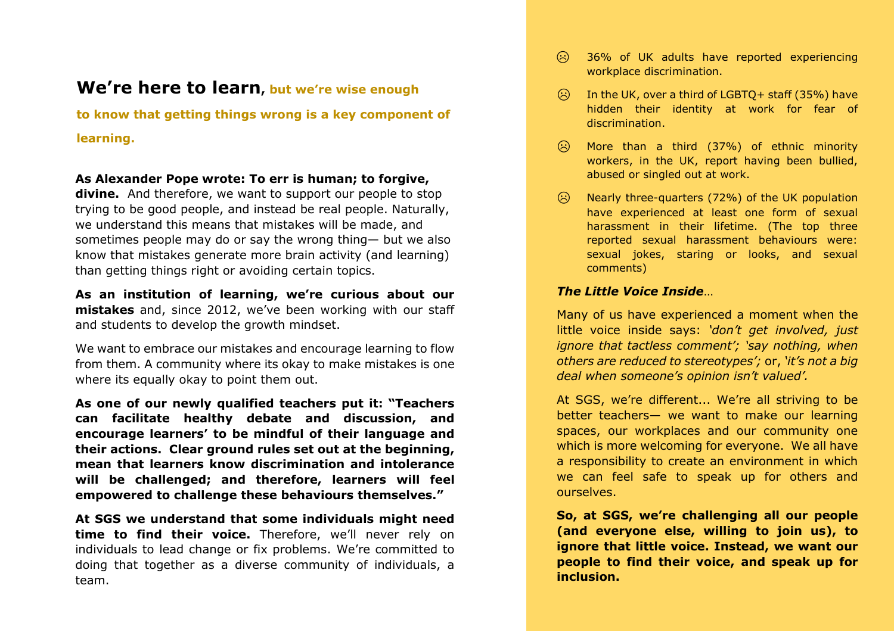## **We're here to learn**, but we're wise enough to know that getting things wrong is a key component of learning.

**As Alexander Pope wrote: To err is human; to forgive, divine.** And therefore, we want to support our people to stop trying to be good people, and instead be real people. Naturally, we understand this means that mistakes will be made, and sometimes people may do or say the wrong thing— but we also know that mistakes generate more brain activity (and learning) than getting things right or avoiding certain topics.

**As an institution of learning, we're curious about our mistakes** and, since 2012, we've been working with our staff and students to develop the growth mindset.

We want to embrace our mistakes and encourage learning to flow from them. A community where its okay to make mistakes is one where its equally okay to point them out.

**As one of our newly qualified teachers put it: "Teachers can facilitate healthy debate and discussion, and encourage learners' to be mindful of their language and their actions. Clear ground rules set out at the beginning, mean that learners know discrimination and intolerance will be challenged; and therefore, learners will feel empowered to challenge these behaviours themselves."**

**At SGS we understand that some individuals might need time to find their voice.** Therefore, we'll never rely on individuals to lead change or fix problems. We're committed to doing that together as a diverse community of individuals, a team.

- ☹ 36% of UK adults have reported experiencing workplace discrimination.
- ☹ In the UK, over a third of LGBTQ+ staff (35%) have hidden their identity at work for fear of discrimination.
- ☹ More than a third (37%) of ethnic minority workers, in the UK, report having been bullied, abused or singled out at work.
- ☹ Nearly three-quarters (72%) of the UK population have experienced at least one form of sexual harassment in their lifetime. (The top three reported sexual harassment behaviours were: sexual jokes, staring or looks, and sexual comments)

***The Little Voice Inside***…

Many of us have experienced a moment when the little voice inside says: *'don't get involved, just ignore that tactless comment'; 'say nothing, when others are reduced to stereotypes';* or, *'it's not a big deal when someone's opinion isn't valued'.*

At SGS, we're different... We're all striving to be better teachers— we want to make our learning spaces, our workplaces and our community one which is more welcoming for everyone. We all have a responsibility to create an environment in which we can feel safe to speak up for others and ourselves.

**So, at SGS, we're challenging all our people (and everyone else, willing to join us), to ignore that little voice. Instead, we want our people to find their voice, and speak up for inclusion.**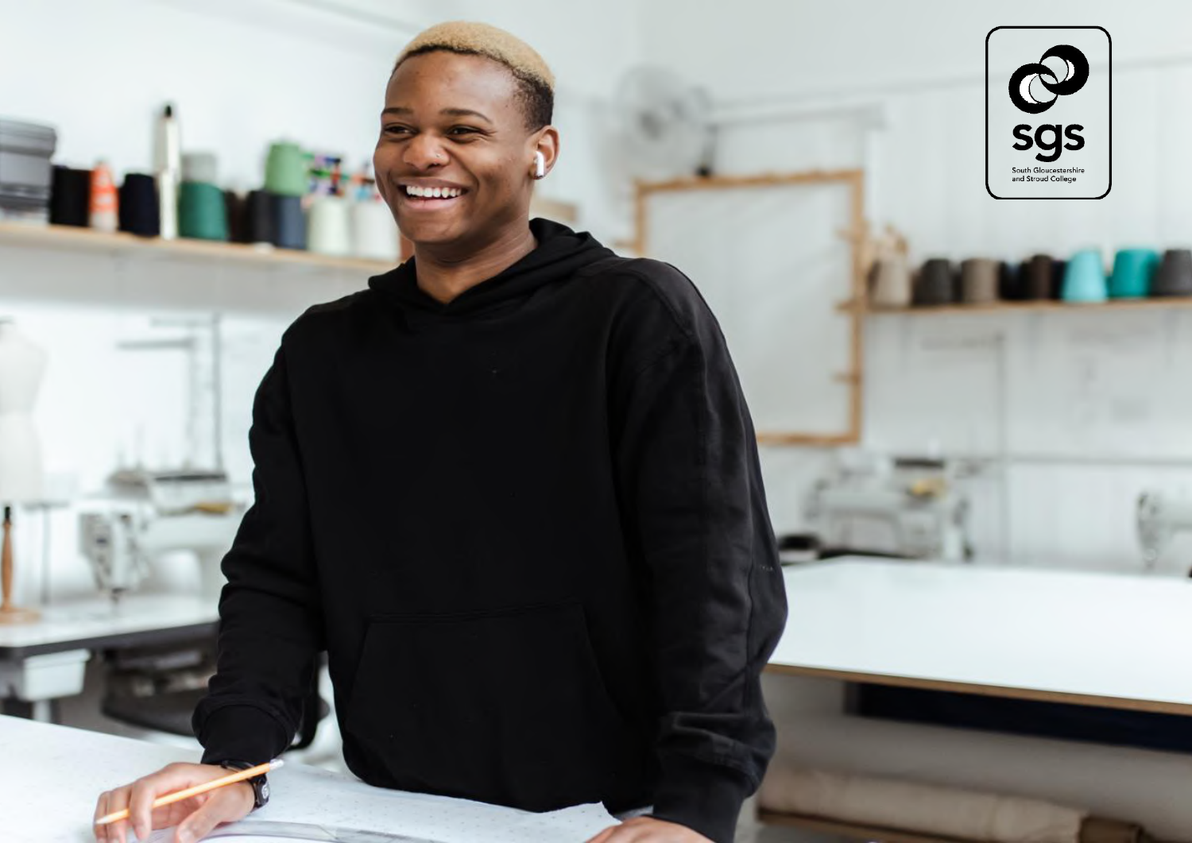sgs

South Gloucestershire and Stroud College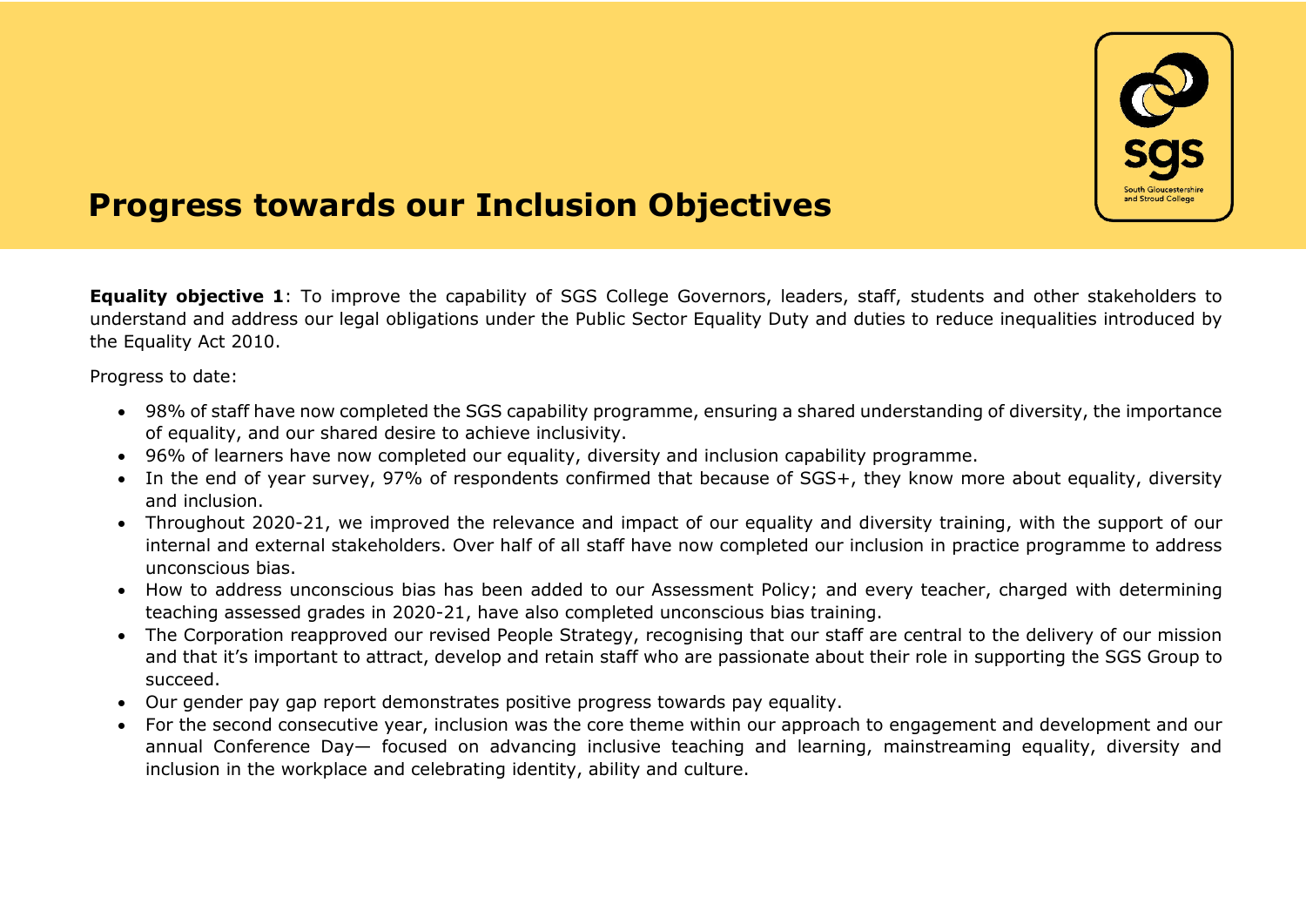# Progress towards our Inclusion Objectives

**Equality objective 1**: To improve the capability of SGS College Governors, leaders, staff, students and other stakeholders to understand and address our legal obligations under the Public Sector Equality Duty and duties to reduce inequalities introduced by the Equality Act 2010.

Progress to date:

- 98% of staff have now completed the SGS capability programme, ensuring a shared understanding of diversity, the importance of equality, and our shared desire to achieve inclusivity.
- 96% of learners have now completed our equality, diversity and inclusion capability programme.
- In the end of year survey, 97% of respondents confirmed that because of SGS+, they know more about equality, diversity and inclusion.
- Throughout 2020-21, we improved the relevance and impact of our equality and diversity training, with the support of our internal and external stakeholders. Over half of all staff have now completed our inclusion in practice programme to address unconscious bias.
- How to address unconscious bias has been added to our Assessment Policy; and every teacher, charged with determining teaching assessed grades in 2020-21, have also completed unconscious bias training.
- The Corporation reapproved our revised People Strategy, recognising that our staff are central to the delivery of our mission and that it's important to attract, develop and retain staff who are passionate about their role in supporting the SGS Group to succeed.
- Our gender pay gap report demonstrates positive progress towards pay equality.
- For the second consecutive year, inclusion was the core theme within our approach to engagement and development and our annual Conference Day— focused on advancing inclusive teaching and learning, mainstreaming equality, diversity and inclusion in the workplace and celebrating identity, ability and culture.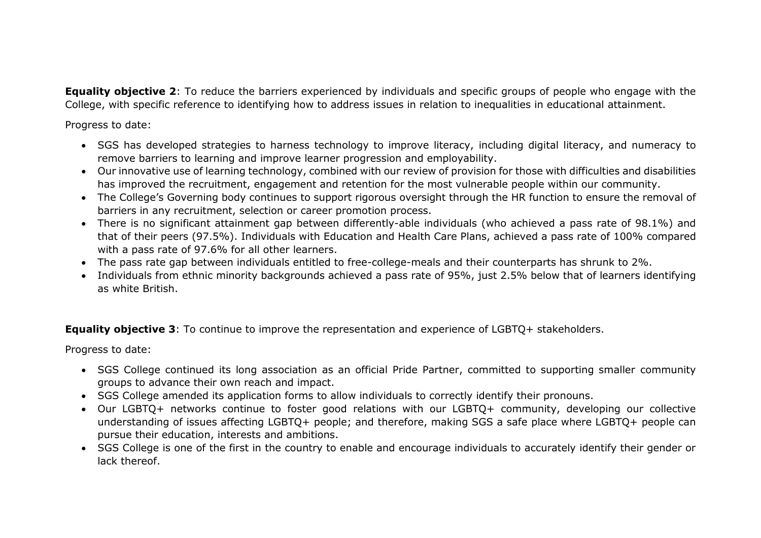**Equality objective 2**: To reduce the barriers experienced by individuals and specific groups of people who engage with the College, with specific reference to identifying how to address issues in relation to inequalities in educational attainment.

Progress to date:

- SGS has developed strategies to harness technology to improve literacy, including digital literacy, and numeracy to remove barriers to learning and improve learner progression and employability.
- Our innovative use of learning technology, combined with our review of provision for those with difficulties and disabilities has improved the recruitment, engagement and retention for the most vulnerable people within our community.
- The College's Governing body continues to support rigorous oversight through the HR function to ensure the removal of barriers in any recruitment, selection or career promotion process.
- There is no significant attainment gap between differently-able individuals (who achieved a pass rate of 98.1%) and that of their peers (97.5%). Individuals with Education and Health Care Plans, achieved a pass rate of 100% compared with a pass rate of 97.6% for all other learners.
- The pass rate gap between individuals entitled to free-college-meals and their counterparts has shrunk to 2%.
- Individuals from ethnic minority backgrounds achieved a pass rate of 95%, just 2.5% below that of learners identifying as white British.

**Equality objective 3**: To continue to improve the representation and experience of LGBTQ+ stakeholders.

Progress to date:

- SGS College continued its long association as an official Pride Partner, committed to supporting smaller community groups to advance their own reach and impact.
- SGS College amended its application forms to allow individuals to correctly identify their pronouns.
- Our LGBTQ+ networks continue to foster good relations with our LGBTQ+ community, developing our collective understanding of issues affecting LGBTQ+ people; and therefore, making SGS a safe place where LGBTQ+ people can pursue their education, interests and ambitions.
- SGS College is one of the first in the country to enable and encourage individuals to accurately identify their gender or lack thereof.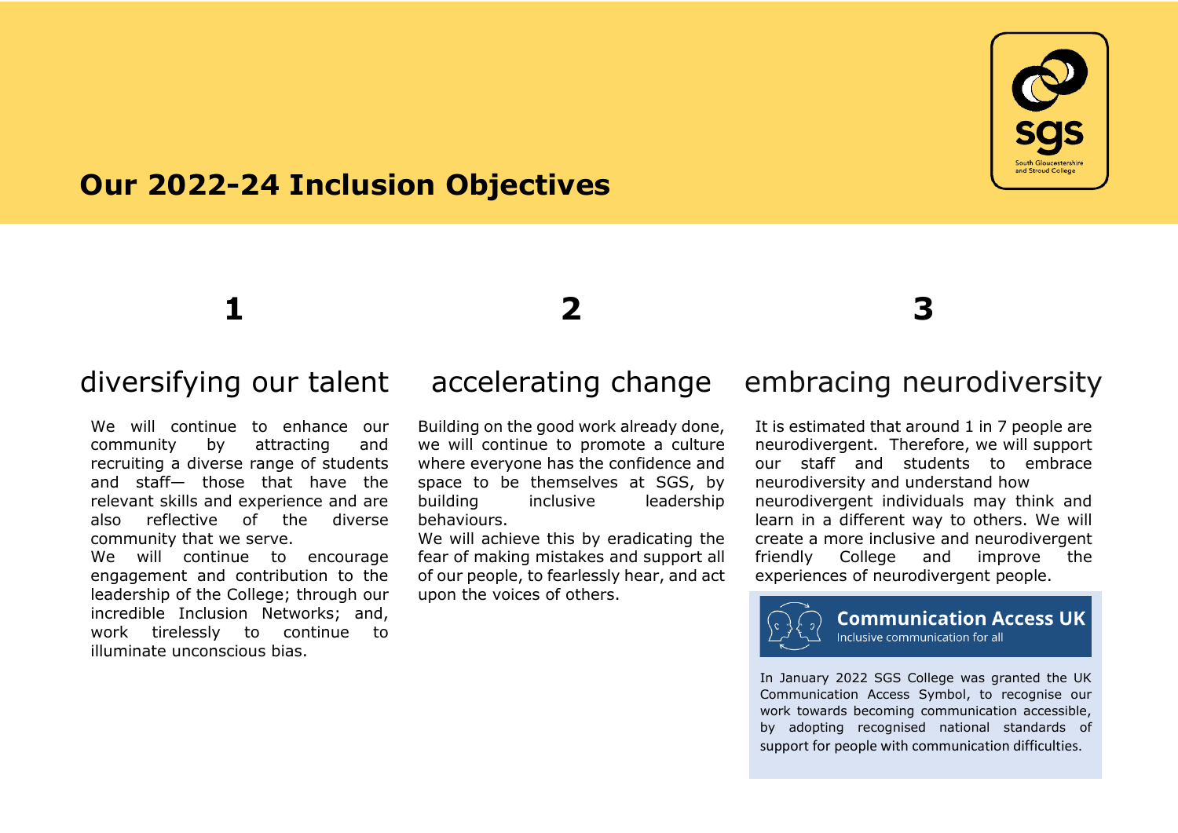## Our 2022-24 Inclusion Objectives

### 1

### diversifying our talent

We will continue to enhance our community by attracting and recruiting a diverse range of students and staff— those that have the relevant skills and experience and are also reflective of the diverse community that we serve.

We will continue to encourage engagement and contribution to the leadership of the College; through our incredible Inclusion Networks; and, work tirelessly to continue to illuminate unconscious bias.

### 2

### accelerating change

Building on the good work already done, we will continue to promote a culture where everyone has the confidence and space to be themselves at SGS, by building inclusive leadership behaviours.

We will achieve this by eradicating the fear of making mistakes and support all of our people, to fearlessly hear, and act upon the voices of others.

### 3

### embracing neurodiversity

It is estimated that around 1 in 7 people are neurodivergent. Therefore, we will support our staff and students to embrace neurodiversity and understand how neurodivergent individuals may think and learn in a different way to others. We will create a more inclusive and neurodivergent friendly College and improve the experiences of neurodivergent people.

**Communication Access UK**
Inclusive communication for all

In January 2022 SGS College was granted the UK Communication Access Symbol, to recognise our work towards becoming communication accessible, by adopting recognised national standards of support for people with communication difficulties.